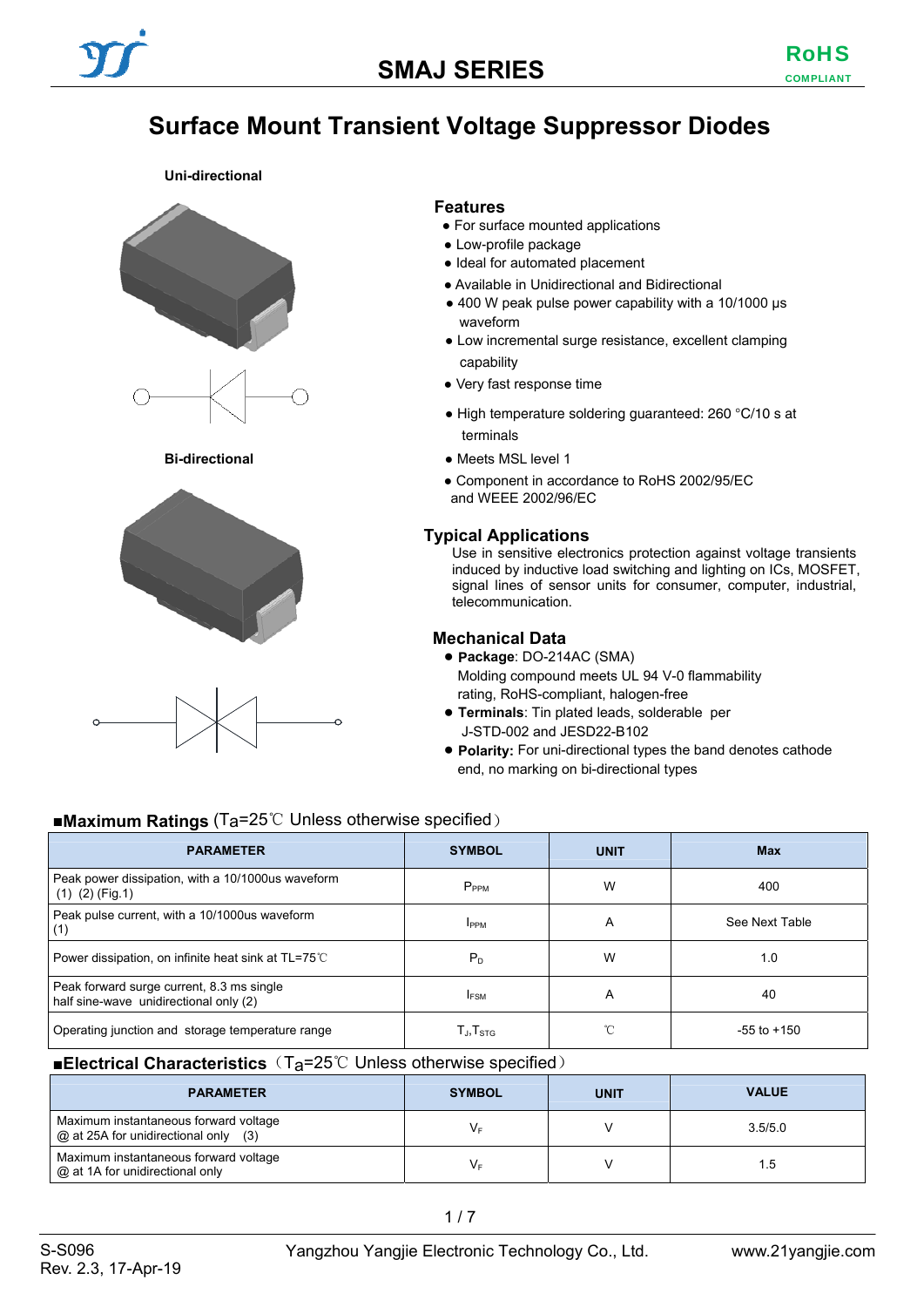# SMAJ SERIES

RoHS COMPLIANT

# Surface Mount Transient Voltage Suppressor Diodes

**Uni-directional**

**Bi-directional**

## Features

- For surface mounted applications
- Low-profile package
- Ideal for automated placement
- Available in Unidirectional and Bidirectional
- 400 W peak pulse power capability with a 10/1000 μs waveform
- Low incremental surge resistance, excellent clamping capability
- Very fast response time
- High temperature soldering guaranteed: 260 °C/10 s at terminals
- Meets MSL level 1
- Component in accordance to RoHS 2002/95/EC and WEEE 2002/96/EC

## Typical Applications

Use in sensitive electronics protection against voltage transients induced by inductive load switching and lighting on ICs, MOSFET, signal lines of sensor units for consumer, computer, industrial, telecommunication.

## Mechanical Data

- **Package**: DO-214AC (SMA)
  Molding compound meets UL 94 V-0 flammability rating, RoHS-compliant, halogen-free
- **Terminals**: Tin plated leads, solderable per J-STD-002 and JESD22-B102
- **Polarity:** For uni-directional types the band denotes cathode end, no marking on bi-directional types

## ■Maximum Ratings (Ta=25℃ Unless otherwise specified)

| PARAMETER | SYMBOL | UNIT | Max |
|---|---|---|---|
| Peak power dissipation, with a 10/1000us waveform (1) (2) (Fig.1) | $P_{PPM}$ | W | 400 |
| Peak pulse current, with a 10/1000us waveform (1) | $I_{PPM}$ | A | See Next Table |
| Power dissipation, on infinite heat sink at TL=75℃ | $P_D$ | W | 1.0 |
| Peak forward surge current, 8.3 ms single half sine-wave unidirectional only (2) | $I_{FSM}$ | A | 40 |
| Operating junction and storage temperature range | $T_J$,$T_{STG}$ | ℃ | -55 to +150 |

## ■Electrical Characteristics（Ta=25℃ Unless otherwise specified）

| PARAMETER | SYMBOL | UNIT | VALUE |
|---|---|---|---|
| Maximum instantaneous forward voltage @ at 25A for unidirectional only (3) | $V_F$ | V | 3.5/5.0 |
| Maximum instantaneous forward voltage @ at 1A for unidirectional only | $V_F$ | V | 1.5 |

S-S096
Rev. 2.3, 17-Apr-19

Yangzhou Yangjie Electronic Technology Co., Ltd. www.21yangjie.com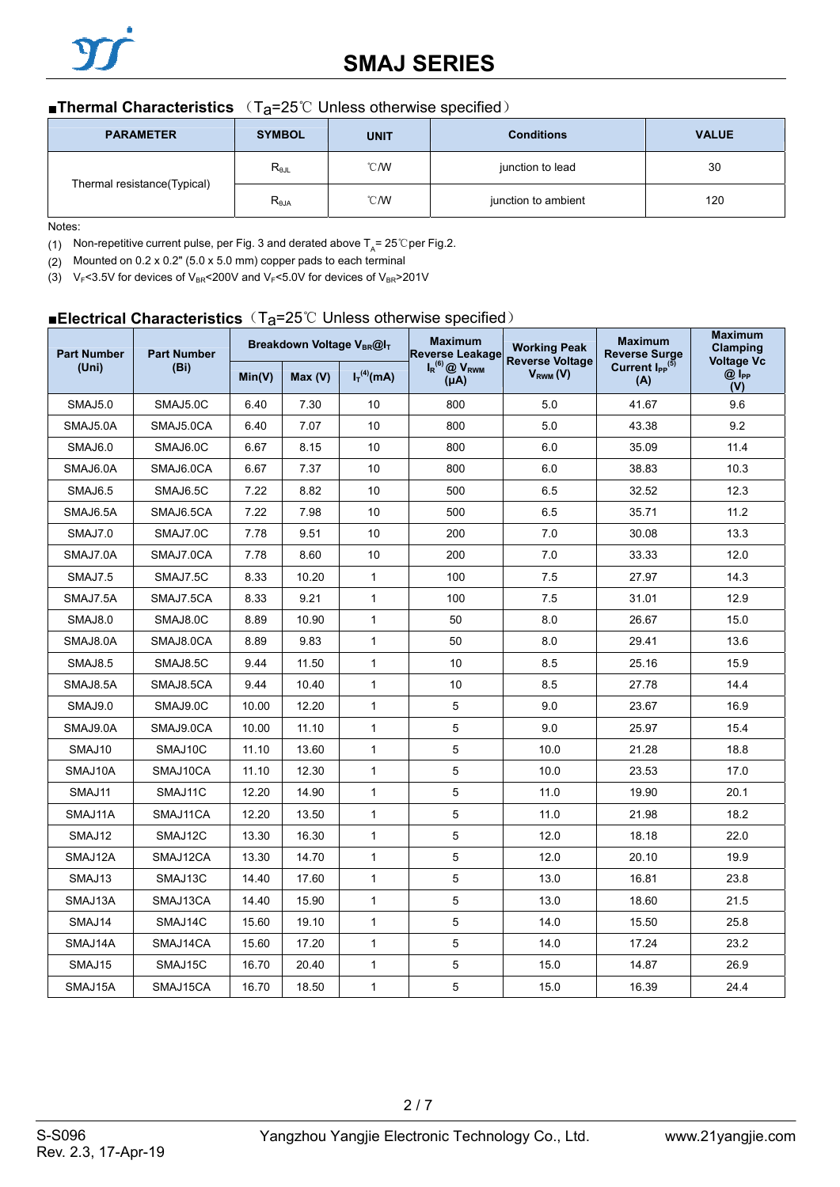## ■Thermal Characteristics （$T_a$=25℃ Unless otherwise specified）

| PARAMETER | SYMBOL | UNIT | Conditions | VALUE |
|---|---|---|---|---|
| Thermal resistance(Typical) | $R_{θJL}$ | ℃/W | junction to lead | 30 |
| | $R_{θJA}$ | ℃/W | junction to ambient | 120 |

Notes:

(1) Non-repetitive current pulse, per Fig. 3 and derated above $T_A$= 25℃per Fig.2.

(2) Mounted on 0.2 x 0.2" (5.0 x 5.0 mm) copper pads to each terminal

(3) $V_F$<3.5V for devices of $V_{BR}$<200V and $V_F$<5.0V for devices of $V_{BR}$>201V

## ■Electrical Characteristics（$T_a$=25℃ Unless otherwise specified）

| Part Number (Uni) | Part Number (Bi) | Breakdown Voltage $V_{BR}$@$I_T$ | | | Maximum Reverse Leakage $I_R$[6] @ $V_{RWM}$ (μA) | Working Peak Reverse Voltage $V_{RWM}$ (V) | Maximum Reverse Surge Current $I_{PP}$[5] (A) | Maximum Clamping Voltage Vc @ $I_{PP}$ (V) |
|---|---|---|---|---|---|---|---|---|
| | | Min(V) | Max (V) | $I_T$[4](mA) | | | | |
| SMAJ5.0 | SMAJ5.0C | 6.40 | 7.30 | 10 | 800 | 5.0 | 41.67 | 9.6 |
| SMAJ5.0A | SMAJ5.0CA | 6.40 | 7.07 | 10 | 800 | 5.0 | 43.38 | 9.2 |
| SMAJ6.0 | SMAJ6.0C | 6.67 | 8.15 | 10 | 800 | 6.0 | 35.09 | 11.4 |
| SMAJ6.0A | SMAJ6.0CA | 6.67 | 7.37 | 10 | 800 | 6.0 | 38.83 | 10.3 |
| SMAJ6.5 | SMAJ6.5C | 7.22 | 8.82 | 10 | 500 | 6.5 | 32.52 | 12.3 |
| SMAJ6.5A | SMAJ6.5CA | 7.22 | 7.98 | 10 | 500 | 6.5 | 35.71 | 11.2 |
| SMAJ7.0 | SMAJ7.0C | 7.78 | 9.51 | 10 | 200 | 7.0 | 30.08 | 13.3 |
| SMAJ7.0A | SMAJ7.0CA | 7.78 | 8.60 | 10 | 200 | 7.0 | 33.33 | 12.0 |
| SMAJ7.5 | SMAJ7.5C | 8.33 | 10.20 | 1 | 100 | 7.5 | 27.97 | 14.3 |
| SMAJ7.5A | SMAJ7.5CA | 8.33 | 9.21 | 1 | 100 | 7.5 | 31.01 | 12.9 |
| SMAJ8.0 | SMAJ8.0C | 8.89 | 10.90 | 1 | 50 | 8.0 | 26.67 | 15.0 |
| SMAJ8.0A | SMAJ8.0CA | 8.89 | 9.83 | 1 | 50 | 8.0 | 29.41 | 13.6 |
| SMAJ8.5 | SMAJ8.5C | 9.44 | 11.50 | 1 | 10 | 8.5 | 25.16 | 15.9 |
| SMAJ8.5A | SMAJ8.5CA | 9.44 | 10.40 | 1 | 10 | 8.5 | 27.78 | 14.4 |
| SMAJ9.0 | SMAJ9.0C | 10.00 | 12.20 | 1 | 5 | 9.0 | 23.67 | 16.9 |
| SMAJ9.0A | SMAJ9.0CA | 10.00 | 11.10 | 1 | 5 | 9.0 | 25.97 | 15.4 |
| SMAJ10 | SMAJ10C | 11.10 | 13.60 | 1 | 5 | 10.0 | 21.28 | 18.8 |
| SMAJ10A | SMAJ10CA | 11.10 | 12.30 | 1 | 5 | 10.0 | 23.53 | 17.0 |
| SMAJ11 | SMAJ11C | 12.20 | 14.90 | 1 | 5 | 11.0 | 19.90 | 20.1 |
| SMAJ11A | SMAJ11CA | 12.20 | 13.50 | 1 | 5 | 11.0 | 21.98 | 18.2 |
| SMAJ12 | SMAJ12C | 13.30 | 16.30 | 1 | 5 | 12.0 | 18.18 | 22.0 |
| SMAJ12A | SMAJ12CA | 13.30 | 14.70 | 1 | 5 | 12.0 | 20.10 | 19.9 |
| SMAJ13 | SMAJ13C | 14.40 | 17.60 | 1 | 5 | 13.0 | 16.81 | 23.8 |
| SMAJ13A | SMAJ13CA | 14.40 | 15.90 | 1 | 5 | 13.0 | 18.60 | 21.5 |
| SMAJ14 | SMAJ14C | 15.60 | 19.10 | 1 | 5 | 14.0 | 15.50 | 25.8 |
| SMAJ14A | SMAJ14CA | 15.60 | 17.20 | 1 | 5 | 14.0 | 17.24 | 23.2 |
| SMAJ15 | SMAJ15C | 16.70 | 20.40 | 1 | 5 | 15.0 | 14.87 | 26.9 |
| SMAJ15A | SMAJ15CA | 16.70 | 18.50 | 1 | 5 | 15.0 | 16.39 | 24.4 |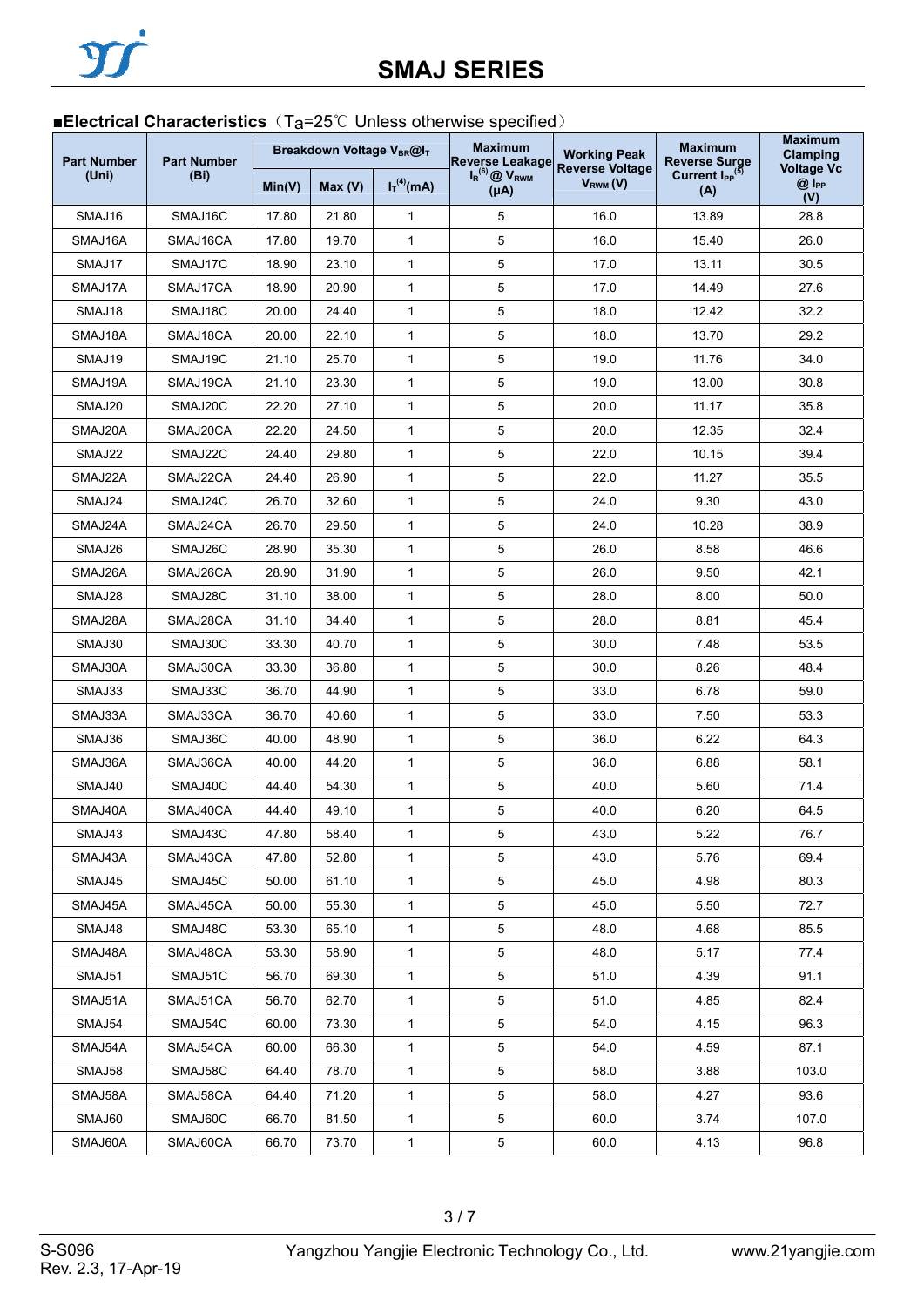## ■Electrical Characteristics（Ta=25℃ Unless otherwise specified）

| Part Number (Uni) | Part Number (Bi) | Breakdown Voltage $V_{BR}$@$I_T$ | | | Maximum Reverse Leakage $I_R$[6] @ $V_{RWM}$ (μA) | Working Peak Reverse Voltage $V_{RWM}$ (V) | Maximum Reverse Surge Current $I_{PP}$[5] (A) | Maximum Clamping Voltage Vc @ $I_{PP}$ (V) |
|---|---|---|---|---|---|---|---|---|
| | | Min(V) | Max (V) | $I_T$[4](mA) | | | | |
| SMAJ16 | SMAJ16C | 17.80 | 21.80 | 1 | 5 | 16.0 | 13.89 | 28.8 |
| SMAJ16A | SMAJ16CA | 17.80 | 19.70 | 1 | 5 | 16.0 | 15.40 | 26.0 |
| SMAJ17 | SMAJ17C | 18.90 | 23.10 | 1 | 5 | 17.0 | 13.11 | 30.5 |
| SMAJ17A | SMAJ17CA | 18.90 | 20.90 | 1 | 5 | 17.0 | 14.49 | 27.6 |
| SMAJ18 | SMAJ18C | 20.00 | 24.40 | 1 | 5 | 18.0 | 12.42 | 32.2 |
| SMAJ18A | SMAJ18CA | 20.00 | 22.10 | 1 | 5 | 18.0 | 13.70 | 29.2 |
| SMAJ19 | SMAJ19C | 21.10 | 25.70 | 1 | 5 | 19.0 | 11.76 | 34.0 |
| SMAJ19A | SMAJ19CA | 21.10 | 23.30 | 1 | 5 | 19.0 | 13.00 | 30.8 |
| SMAJ20 | SMAJ20C | 22.20 | 27.10 | 1 | 5 | 20.0 | 11.17 | 35.8 |
| SMAJ20A | SMAJ20CA | 22.20 | 24.50 | 1 | 5 | 20.0 | 12.35 | 32.4 |
| SMAJ22 | SMAJ22C | 24.40 | 29.80 | 1 | 5 | 22.0 | 10.15 | 39.4 |
| SMAJ22A | SMAJ22CA | 24.40 | 26.90 | 1 | 5 | 22.0 | 11.27 | 35.5 |
| SMAJ24 | SMAJ24C | 26.70 | 32.60 | 1 | 5 | 24.0 | 9.30 | 43.0 |
| SMAJ24A | SMAJ24CA | 26.70 | 29.50 | 1 | 5 | 24.0 | 10.28 | 38.9 |
| SMAJ26 | SMAJ26C | 28.90 | 35.30 | 1 | 5 | 26.0 | 8.58 | 46.6 |
| SMAJ26A | SMAJ26CA | 28.90 | 31.90 | 1 | 5 | 26.0 | 9.50 | 42.1 |
| SMAJ28 | SMAJ28C | 31.10 | 38.00 | 1 | 5 | 28.0 | 8.00 | 50.0 |
| SMAJ28A | SMAJ28CA | 31.10 | 34.40 | 1 | 5 | 28.0 | 8.81 | 45.4 |
| SMAJ30 | SMAJ30C | 33.30 | 40.70 | 1 | 5 | 30.0 | 7.48 | 53.5 |
| SMAJ30A | SMAJ30CA | 33.30 | 36.80 | 1 | 5 | 30.0 | 8.26 | 48.4 |
| SMAJ33 | SMAJ33C | 36.70 | 44.90 | 1 | 5 | 33.0 | 6.78 | 59.0 |
| SMAJ33A | SMAJ33CA | 36.70 | 40.60 | 1 | 5 | 33.0 | 7.50 | 53.3 |
| SMAJ36 | SMAJ36C | 40.00 | 48.90 | 1 | 5 | 36.0 | 6.22 | 64.3 |
| SMAJ36A | SMAJ36CA | 40.00 | 44.20 | 1 | 5 | 36.0 | 6.88 | 58.1 |
| SMAJ40 | SMAJ40C | 44.40 | 54.30 | 1 | 5 | 40.0 | 5.60 | 71.4 |
| SMAJ40A | SMAJ40CA | 44.40 | 49.10 | 1 | 5 | 40.0 | 6.20 | 64.5 |
| SMAJ43 | SMAJ43C | 47.80 | 58.40 | 1 | 5 | 43.0 | 5.22 | 76.7 |
| SMAJ43A | SMAJ43CA | 47.80 | 52.80 | 1 | 5 | 43.0 | 5.76 | 69.4 |
| SMAJ45 | SMAJ45C | 50.00 | 61.10 | 1 | 5 | 45.0 | 4.98 | 80.3 |
| SMAJ45A | SMAJ45CA | 50.00 | 55.30 | 1 | 5 | 45.0 | 5.50 | 72.7 |
| SMAJ48 | SMAJ48C | 53.30 | 65.10 | 1 | 5 | 48.0 | 4.68 | 85.5 |
| SMAJ48A | SMAJ48CA | 53.30 | 58.90 | 1 | 5 | 48.0 | 5.17 | 77.4 |
| SMAJ51 | SMAJ51C | 56.70 | 69.30 | 1 | 5 | 51.0 | 4.39 | 91.1 |
| SMAJ51A | SMAJ51CA | 56.70 | 62.70 | 1 | 5 | 51.0 | 4.85 | 82.4 |
| SMAJ54 | SMAJ54C | 60.00 | 73.30 | 1 | 5 | 54.0 | 4.15 | 96.3 |
| SMAJ54A | SMAJ54CA | 60.00 | 66.30 | 1 | 5 | 54.0 | 4.59 | 87.1 |
| SMAJ58 | SMAJ58C | 64.40 | 78.70 | 1 | 5 | 58.0 | 3.88 | 103.0 |
| SMAJ58A | SMAJ58CA | 64.40 | 71.20 | 1 | 5 | 58.0 | 4.27 | 93.6 |
| SMAJ60 | SMAJ60C | 66.70 | 81.50 | 1 | 5 | 60.0 | 3.74 | 107.0 |
| SMAJ60A | SMAJ60CA | 66.70 | 73.70 | 1 | 5 | 60.0 | 4.13 | 96.8 |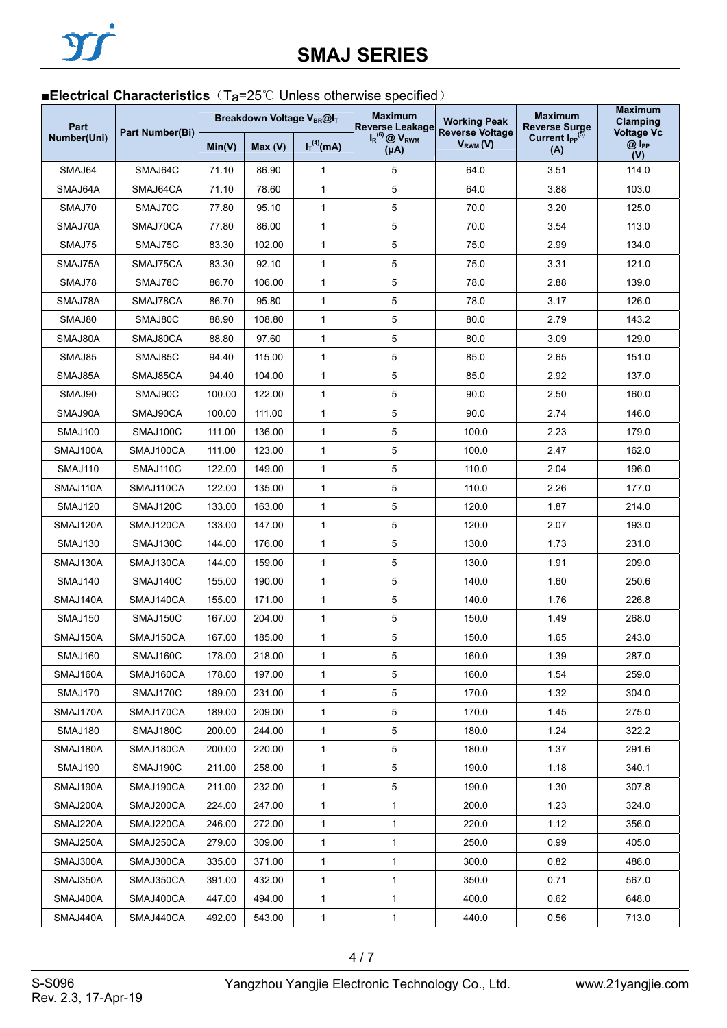■**Electrical Characteristics**（Ta=25℃ Unless otherwise specified）

| Part Number(Uni) | Part Number(Bi) | Breakdown Voltage $V_{BR}$@$I_T$ | | | Maximum Reverse Leakage $I_R$[6] @ $V_{RWM}$ (μA) | Working Peak Reverse Voltage $V_{RWM}$ (V) | Maximum Reverse Surge Current $I_{PP}$[5] (A) | Maximum Clamping Voltage Vc @ $I_{PP}$ (V) |
|---|---|---|---|---|---|---|---|---|
| | | Min(V) | Max (V) | $I_T$[4](mA) | | | | |
| SMAJ64 | SMAJ64C | 71.10 | 86.90 | 1 | 5 | 64.0 | 3.51 | 114.0 |
| SMAJ64A | SMAJ64CA | 71.10 | 78.60 | 1 | 5 | 64.0 | 3.88 | 103.0 |
| SMAJ70 | SMAJ70C | 77.80 | 95.10 | 1 | 5 | 70.0 | 3.20 | 125.0 |
| SMAJ70A | SMAJ70CA | 77.80 | 86.00 | 1 | 5 | 70.0 | 3.54 | 113.0 |
| SMAJ75 | SMAJ75C | 83.30 | 102.00 | 1 | 5 | 75.0 | 2.99 | 134.0 |
| SMAJ75A | SMAJ75CA | 83.30 | 92.10 | 1 | 5 | 75.0 | 3.31 | 121.0 |
| SMAJ78 | SMAJ78C | 86.70 | 106.00 | 1 | 5 | 78.0 | 2.88 | 139.0 |
| SMAJ78A | SMAJ78CA | 86.70 | 95.80 | 1 | 5 | 78.0 | 3.17 | 126.0 |
| SMAJ80 | SMAJ80C | 88.90 | 108.80 | 1 | 5 | 80.0 | 2.79 | 143.2 |
| SMAJ80A | SMAJ80CA | 88.80 | 97.60 | 1 | 5 | 80.0 | 3.09 | 129.0 |
| SMAJ85 | SMAJ85C | 94.40 | 115.00 | 1 | 5 | 85.0 | 2.65 | 151.0 |
| SMAJ85A | SMAJ85CA | 94.40 | 104.00 | 1 | 5 | 85.0 | 2.92 | 137.0 |
| SMAJ90 | SMAJ90C | 100.00 | 122.00 | 1 | 5 | 90.0 | 2.50 | 160.0 |
| SMAJ90A | SMAJ90CA | 100.00 | 111.00 | 1 | 5 | 90.0 | 2.74 | 146.0 |
| SMAJ100 | SMAJ100C | 111.00 | 136.00 | 1 | 5 | 100.0 | 2.23 | 179.0 |
| SMAJ100A | SMAJ100CA | 111.00 | 123.00 | 1 | 5 | 100.0 | 2.47 | 162.0 |
| SMAJ110 | SMAJ110C | 122.00 | 149.00 | 1 | 5 | 110.0 | 2.04 | 196.0 |
| SMAJ110A | SMAJ110CA | 122.00 | 135.00 | 1 | 5 | 110.0 | 2.26 | 177.0 |
| SMAJ120 | SMAJ120C | 133.00 | 163.00 | 1 | 5 | 120.0 | 1.87 | 214.0 |
| SMAJ120A | SMAJ120CA | 133.00 | 147.00 | 1 | 5 | 120.0 | 2.07 | 193.0 |
| SMAJ130 | SMAJ130C | 144.00 | 176.00 | 1 | 5 | 130.0 | 1.73 | 231.0 |
| SMAJ130A | SMAJ130CA | 144.00 | 159.00 | 1 | 5 | 130.0 | 1.91 | 209.0 |
| SMAJ140 | SMAJ140C | 155.00 | 190.00 | 1 | 5 | 140.0 | 1.60 | 250.6 |
| SMAJ140A | SMAJ140CA | 155.00 | 171.00 | 1 | 5 | 140.0 | 1.76 | 226.8 |
| SMAJ150 | SMAJ150C | 167.00 | 204.00 | 1 | 5 | 150.0 | 1.49 | 268.0 |
| SMAJ150A | SMAJ150CA | 167.00 | 185.00 | 1 | 5 | 150.0 | 1.65 | 243.0 |
| SMAJ160 | SMAJ160C | 178.00 | 218.00 | 1 | 5 | 160.0 | 1.39 | 287.0 |
| SMAJ160A | SMAJ160CA | 178.00 | 197.00 | 1 | 5 | 160.0 | 1.54 | 259.0 |
| SMAJ170 | SMAJ170C | 189.00 | 231.00 | 1 | 5 | 170.0 | 1.32 | 304.0 |
| SMAJ170A | SMAJ170CA | 189.00 | 209.00 | 1 | 5 | 170.0 | 1.45 | 275.0 |
| SMAJ180 | SMAJ180C | 200.00 | 244.00 | 1 | 5 | 180.0 | 1.24 | 322.2 |
| SMAJ180A | SMAJ180CA | 200.00 | 220.00 | 1 | 5 | 180.0 | 1.37 | 291.6 |
| SMAJ190 | SMAJ190C | 211.00 | 258.00 | 1 | 5 | 190.0 | 1.18 | 340.1 |
| SMAJ190A | SMAJ190CA | 211.00 | 232.00 | 1 | 5 | 190.0 | 1.30 | 307.8 |
| SMAJ200A | SMAJ200CA | 224.00 | 247.00 | 1 | 1 | 200.0 | 1.23 | 324.0 |
| SMAJ220A | SMAJ220CA | 246.00 | 272.00 | 1 | 1 | 220.0 | 1.12 | 356.0 |
| SMAJ250A | SMAJ250CA | 279.00 | 309.00 | 1 | 1 | 250.0 | 0.99 | 405.0 |
| SMAJ300A | SMAJ300CA | 335.00 | 371.00 | 1 | 1 | 300.0 | 0.82 | 486.0 |
| SMAJ350A | SMAJ350CA | 391.00 | 432.00 | 1 | 1 | 350.0 | 0.71 | 567.0 |
| SMAJ400A | SMAJ400CA | 447.00 | 494.00 | 1 | 1 | 400.0 | 0.62 | 648.0 |
| SMAJ440A | SMAJ440CA | 492.00 | 543.00 | 1 | 1 | 440.0 | 0.56 | 713.0 |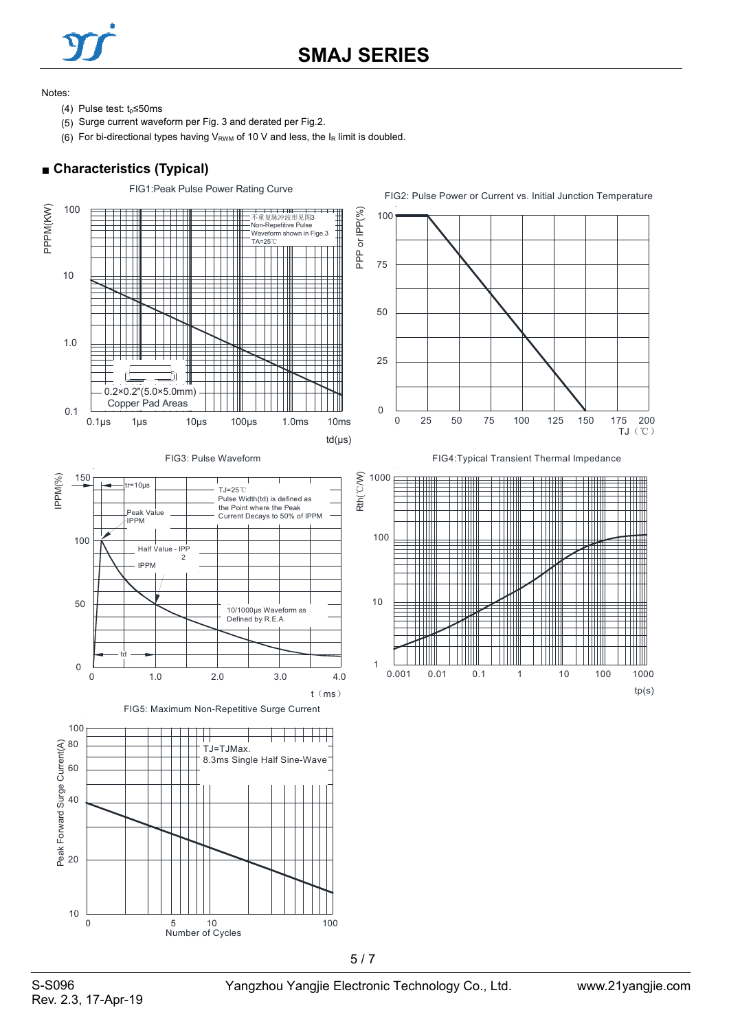Notes:

(4) Pulse test: $t_p$≤50ms

(5) Surge current waveform per Fig. 3 and derated per Fig.2.

(6) For bi-directional types having $V_{RWM}$ of 10 V and less, the $I_R$ limit is doubled.

## ■ Characteristics (Typical)

FIG1:Peak Pulse Power Rating Curve

FIG2: Pulse Power or Current vs. Initial Junction Temperature

FIG3: Pulse Waveform

FIG4:Typical Transient Thermal Impedance

FIG5: Maximum Non-Repetitive Surge Current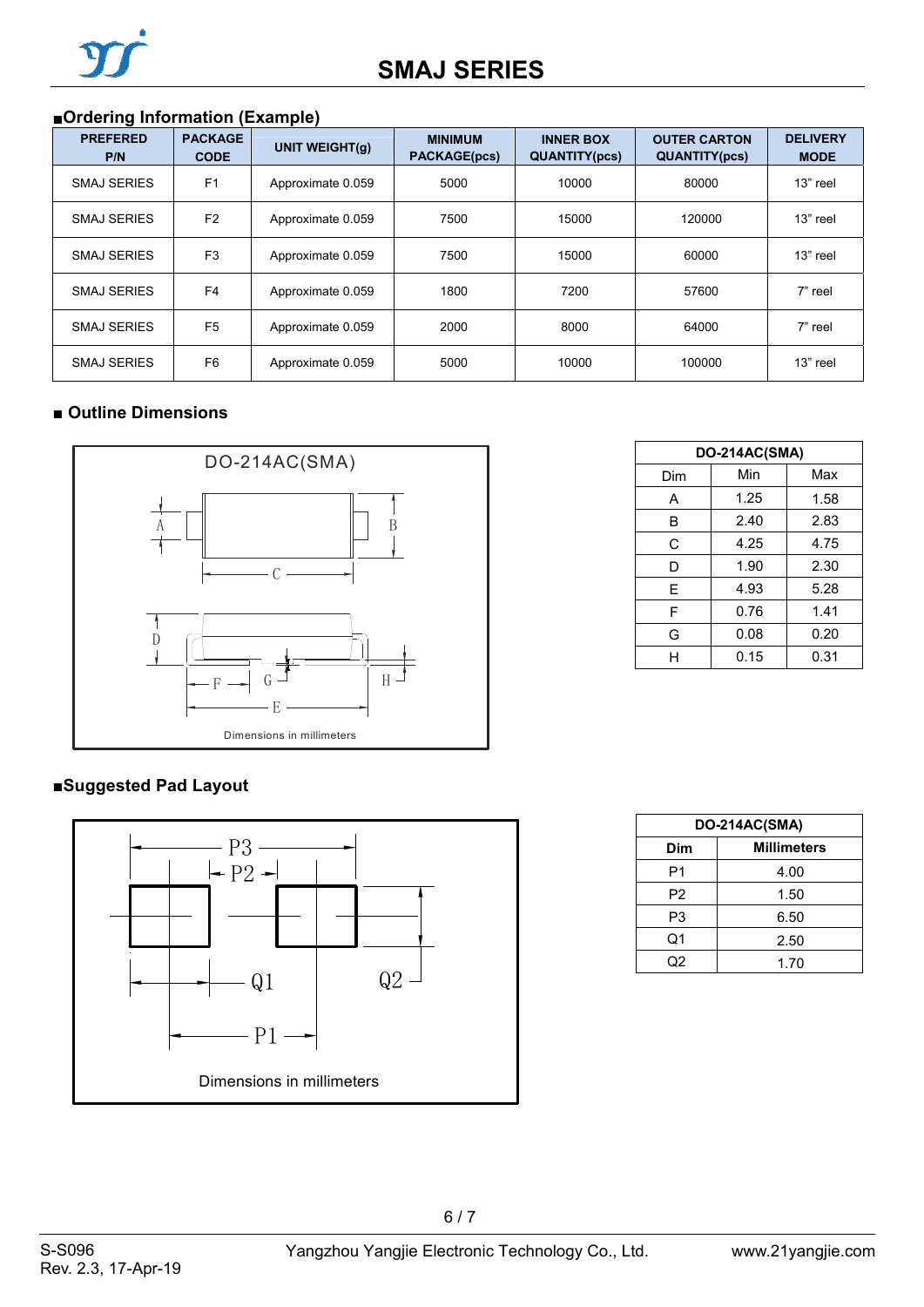## ■Ordering Information (Example)

| PREFERED P/N | PACKAGE CODE | UNIT WEIGHT(g) | MINIMUM PACKAGE(pcs) | INNER BOX QUANTITY(pcs) | OUTER CARTON QUANTITY(pcs) | DELIVERY MODE |
|---|---|---|---|---|---|---|
| SMAJ SERIES | F1 | Approximate 0.059 | 5000 | 10000 | 80000 | 13" reel |
| SMAJ SERIES | F2 | Approximate 0.059 | 7500 | 15000 | 120000 | 13" reel |
| SMAJ SERIES | F3 | Approximate 0.059 | 7500 | 15000 | 60000 | 13" reel |
| SMAJ SERIES | F4 | Approximate 0.059 | 1800 | 7200 | 57600 | 7" reel |
| SMAJ SERIES | F5 | Approximate 0.059 | 2000 | 8000 | 64000 | 7" reel |
| SMAJ SERIES | F6 | Approximate 0.059 | 5000 | 10000 | 100000 | 13" reel |

## ■ Outline Dimensions

DO-214AC(SMA)

Dimensions in millimeters

| DO-214AC(SMA) | | |
|---|---|---|
| Dim | Min | Max |
| A | 1.25 | 1.58 |
| B | 2.40 | 2.83 |
| C | 4.25 | 4.75 |
| D | 1.90 | 2.30 |
| E | 4.93 | 5.28 |
| F | 0.76 | 1.41 |
| G | 0.08 | 0.20 |
| H | 0.15 | 0.31 |

## ■Suggested Pad Layout

Dimensions in millimeters

| DO-214AC(SMA) | |
|---|---|
| Dim | Millimeters |
| P1 | 4.00 |
| P2 | 1.50 |
| P3 | 6.50 |
| Q1 | 2.50 |
| Q2 | 1.70 |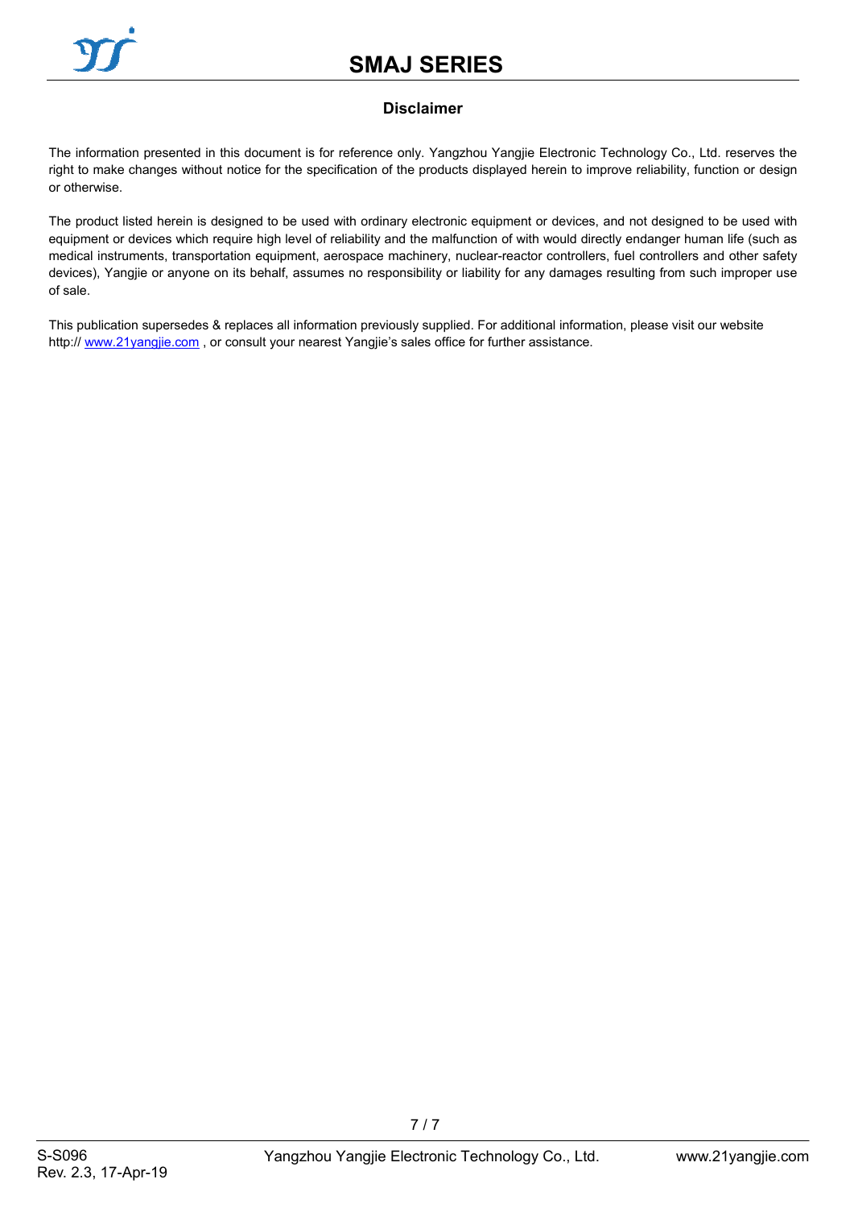## Disclaimer

The information presented in this document is for reference only. Yangzhou Yangjie Electronic Technology Co., Ltd. reserves the right to make changes without notice for the specification of the products displayed herein to improve reliability, function or design or otherwise.

The product listed herein is designed to be used with ordinary electronic equipment or devices, and not designed to be used with equipment or devices which require high level of reliability and the malfunction of with would directly endanger human life (such as medical instruments, transportation equipment, aerospace machinery, nuclear-reactor controllers, fuel controllers and other safety devices), Yangjie or anyone on its behalf, assumes no responsibility or liability for any damages resulting from such improper use of sale.

This publication supersedes & replaces all information previously supplied. For additional information, please visit our website http:// www.21yangjie.com , or consult your nearest Yangjie's sales office for further assistance.